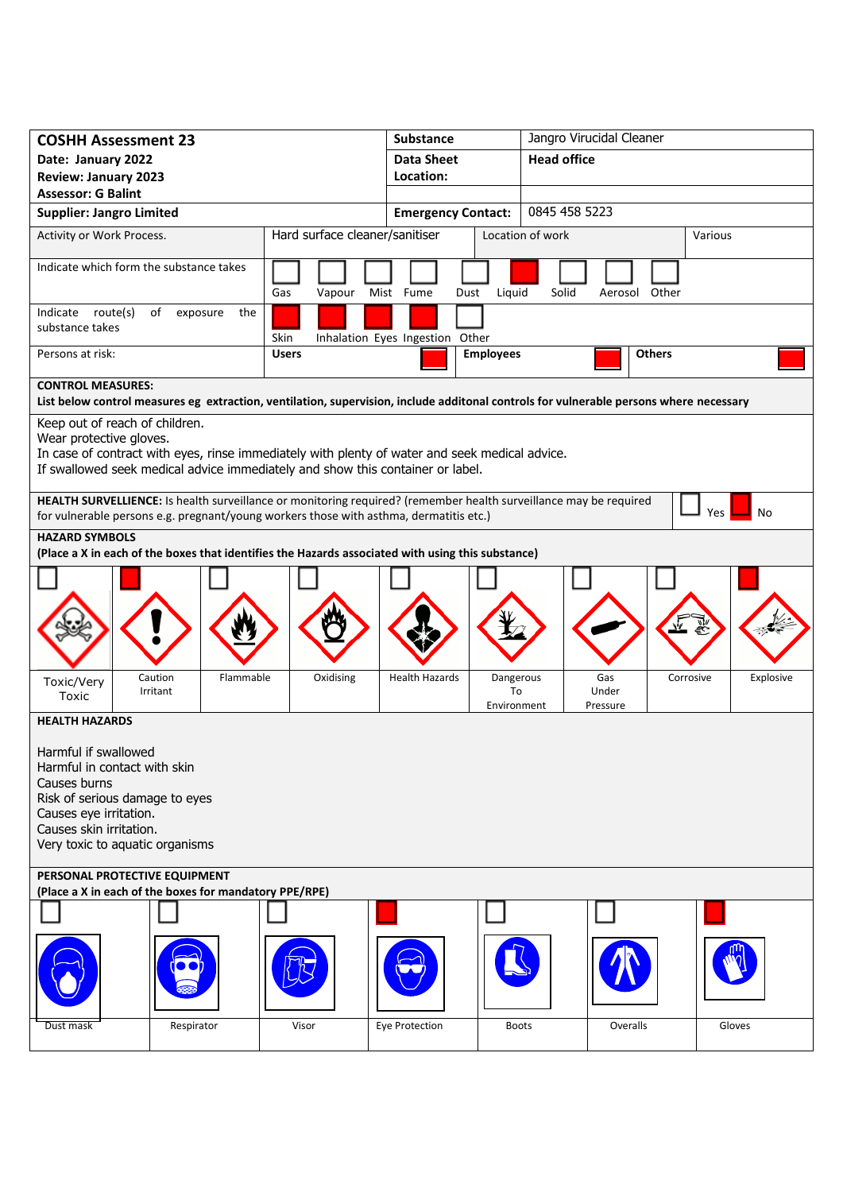| **COSHH Assessment 23** | **Substance** | Jangro Virucidal Cleaner |
|---|---|---|
| **Date: January 2022** | **Data Sheet Location:** | **Head office** |
| **Review: January 2023** | | |
| **Assessor: G Balint** | | |
| **Supplier: Jangro Limited** | **Emergency Contact:** | 0845 458 5223 |

| Activity or Work Process. | Hard surface cleaner/sanitiser | Location of work | Various |
|---|---|---|---|

**Indicate which form the substance takes**

| Gas | Vapour | Mist | Fume | Dust | Liquid | Solid | Aerosol | Other |
|---|---|---|---|---|---|---|---|---|
| ☐ | ☐ | ☐ | ☐ | ☐ | ■ | ☐ | ☐ | ☐ |

**Indicate route(s) of exposure the substance takes**

| Skin | Inhalation | Eyes | Ingestion | Other |
|---|---|---|---|---|
| ■ | ■ | ■ | ■ | ☐ |

**Persons at risk:**

| Users | Employees | Others |
|---|---|---|
| ■ | ■ | ■ |

**CONTROL MEASURES:**
**List below control measures eg extraction, ventilation, supervision, include additonal controls for vulnerable persons where necessary**

Keep out of reach of children.
Wear protective gloves.
In case of contract with eyes, rinse immediately with plenty of water and seek medical advice.
If swallowed seek medical advice immediately and show this container or label.

**HEALTH SURVELLIENCE:** Is health surveillance or monitoring required? (remember health surveillance may be required for vulnerable persons e.g. pregnant/young workers those with asthma, dermatitis etc.)

| Yes | No |
|---|---|
| ☐ | ■ |

**HAZARD SYMBOLS**
**(Place a X in each of the boxes that identifies the Hazards associated with using this substance)**

| Toxic/Very Toxic | Caution Irritant | Flammable | Oxidising | Health Hazards | Dangerous To Environment | Gas Under Pressure | Corrosive | Explosive |
|---|---|---|---|---|---|---|---|---|
| ☐ | ■ | ☐ | ☐ | ☐ | ☐ | ☐ | ☐ | ■ |

**HEALTH HAZARDS**

Harmful if swallowed
Harmful in contact with skin
Causes burns
Risk of serious damage to eyes
Causes eye irritation.
Causes skin irritation.
Very toxic to aquatic organisms

**PERSONAL PROTECTIVE EQUIPMENT**
**(Place a X in each of the boxes for mandatory PPE/RPE)**

| Dust mask | Respirator | Visor | Eye Protection | Boots | Overalls | Gloves |
|---|---|---|---|---|---|---|
| ☐ | ☐ | ☐ | ■ | ☐ | ☐ | ■ |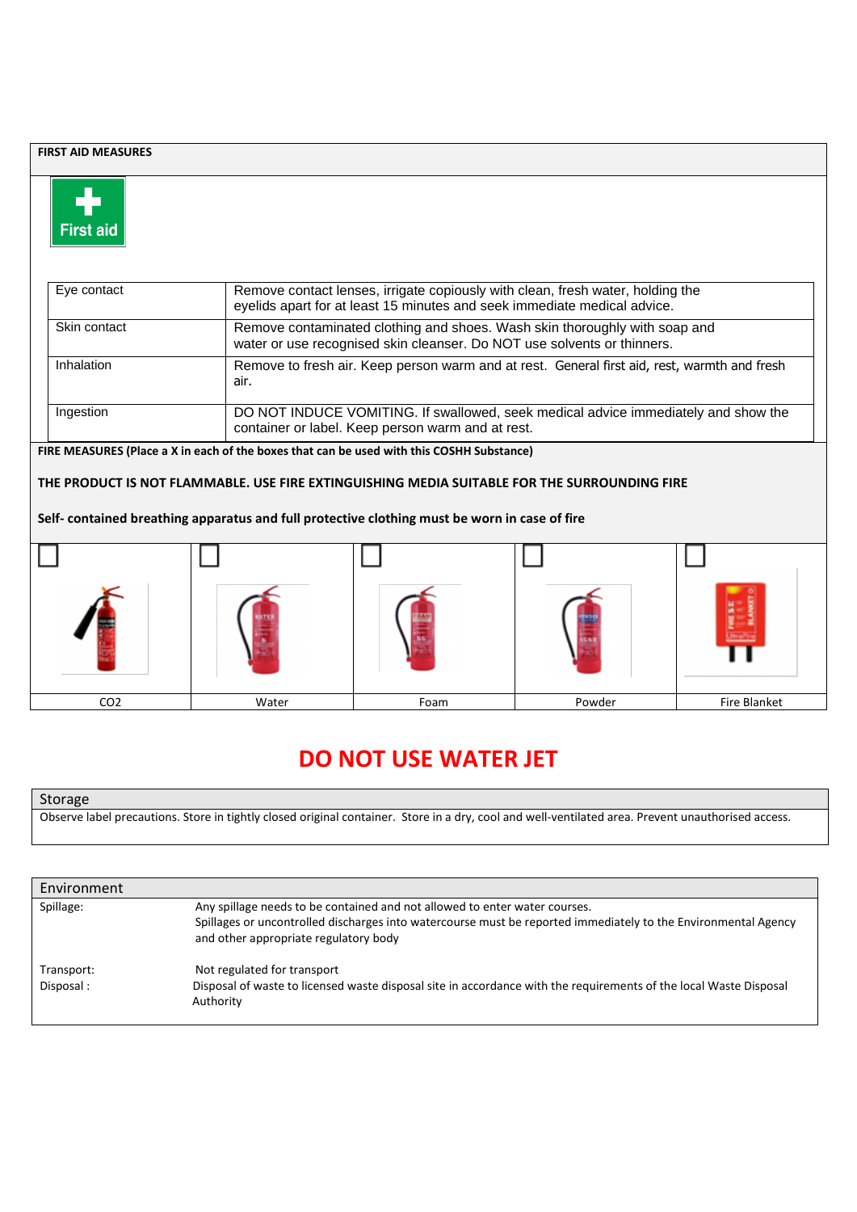## FIRST AID MEASURES

First aid

| | |
|---|---|
| Eye contact | Remove contact lenses, irrigate copiously with clean, fresh water, holding the eyelids apart for at least 15 minutes and seek immediate medical advice. |
| Skin contact | Remove contaminated clothing and shoes. Wash skin thoroughly with soap and water or use recognised skin cleanser. Do NOT use solvents or thinners. |
| Inhalation | Remove to fresh air. Keep person warm and at rest. General first aid, rest, warmth and fresh air. |
| Ingestion | DO NOT INDUCE VOMITING. If swallowed, seek medical advice immediately and show the container or label. Keep person warm and at rest. |

## FIRE MEASURES (Place a X in each of the boxes that can be used with this COSHH Substance)

**THE PRODUCT IS NOT FLAMMABLE. USE FIRE EXTINGUISHING MEDIA SUITABLE FOR THE SURROUNDING FIRE**

**Self- contained breathing apparatus and full protective clothing must be worn in case of fire**

| ☐ | ☐ | ☐ | ☐ | ☐ |
|---|---|---|---|---|
| $CO_2$ | Water | Foam | Powder | Fire Blanket |

# DO NOT USE WATER JET

## Storage

Observe label precautions. Store in tightly closed original container. Store in a dry, cool and well-ventilated area. Prevent unauthorised access.

## Environment

| | |
|---|---|
| Spillage: | Any spillage needs to be contained and not allowed to enter water courses. Spillages or uncontrolled discharges into watercourse must be reported immediately to the Environmental Agency and other appropriate regulatory body |
| Transport: | Not regulated for transport |
| Disposal : | Disposal of waste to licensed waste disposal site in accordance with the requirements of the local Waste Disposal Authority |